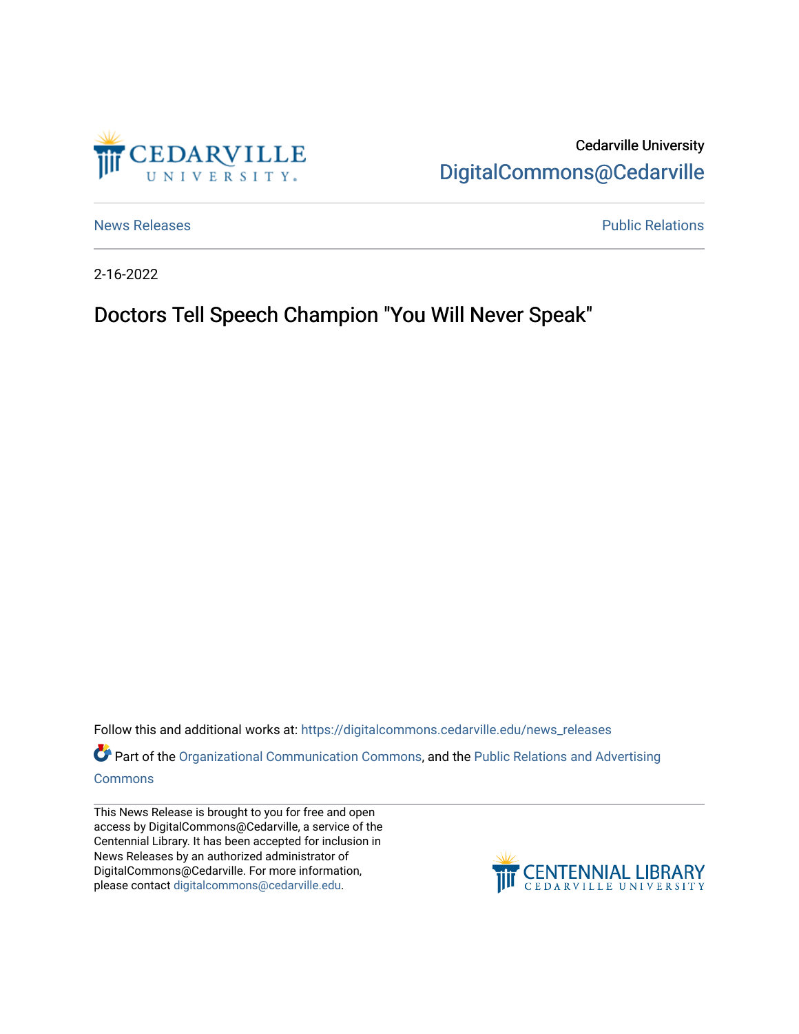Cedarville University

DigitalCommons@Cedarville

News Releases

Public Relations

2-16-2022

# Doctors Tell Speech Champion "You Will Never Speak"

Follow this and additional works at: https://digitalcommons.cedarville.edu/news_releases

Part of the Organizational Communication Commons, and the Public Relations and Advertising Commons

This News Release is brought to you for free and open access by DigitalCommons@Cedarville, a service of the Centennial Library. It has been accepted for inclusion in News Releases by an authorized administrator of DigitalCommons@Cedarville. For more information, please contact digitalcommons@cedarville.edu.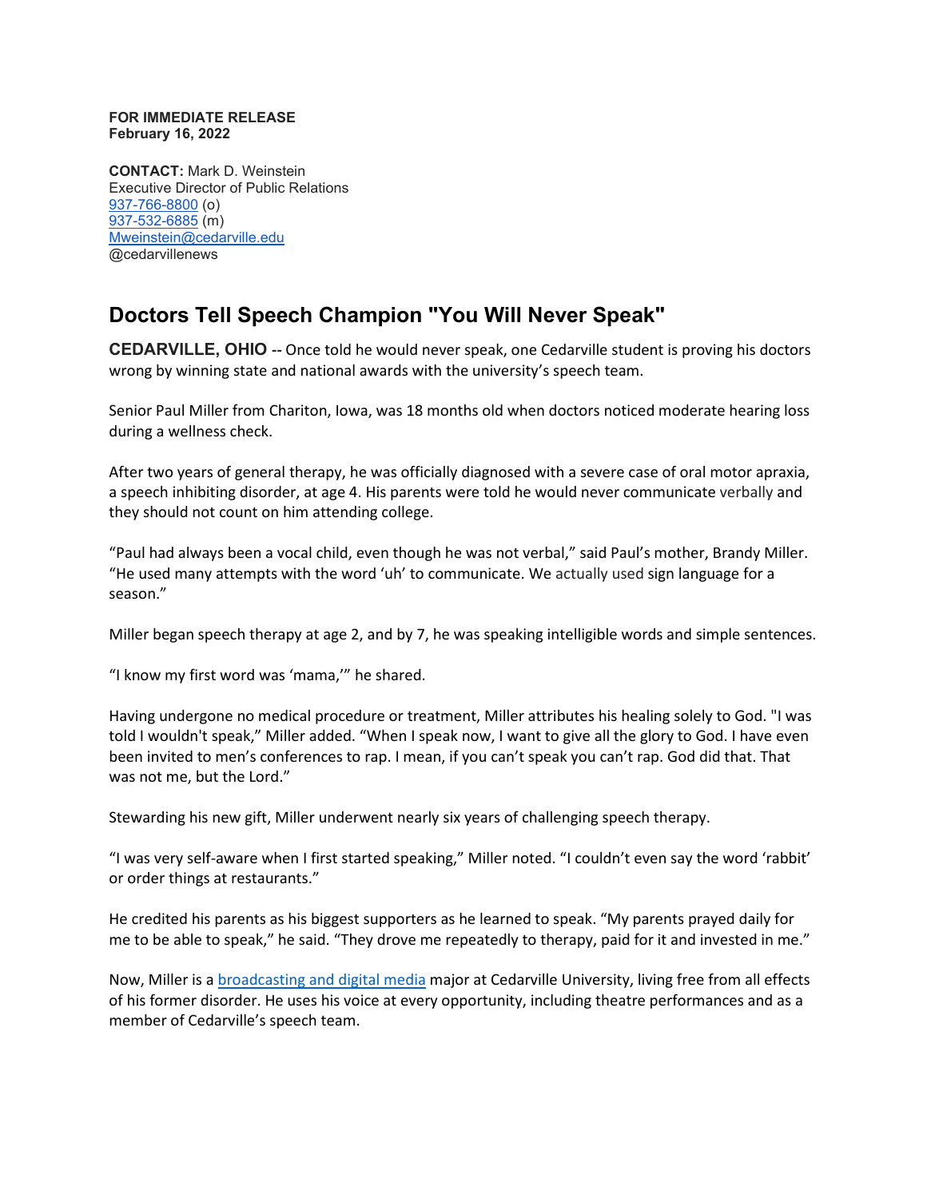**FOR IMMEDIATE RELEASE**
**February 16, 2022**

**CONTACT:** Mark D. Weinstein
Executive Director of Public Relations
937-766-8800 (o)
937-532-6885 (m)
Mweinstein@cedarville.edu
@cedarvillenews

# Doctors Tell Speech Champion "You Will Never Speak"

**CEDARVILLE, OHIO --** Once told he would never speak, one Cedarville student is proving his doctors wrong by winning state and national awards with the university's speech team.

Senior Paul Miller from Chariton, Iowa, was 18 months old when doctors noticed moderate hearing loss during a wellness check.

After two years of general therapy, he was officially diagnosed with a severe case of oral motor apraxia, a speech inhibiting disorder, at age 4. His parents were told he would never communicate verbally and they should not count on him attending college.

"Paul had always been a vocal child, even though he was not verbal," said Paul's mother, Brandy Miller. "He used many attempts with the word 'uh' to communicate. We actually used sign language for a season."

Miller began speech therapy at age 2, and by 7, he was speaking intelligible words and simple sentences.

"I know my first word was 'mama,'" he shared.

Having undergone no medical procedure or treatment, Miller attributes his healing solely to God. "I was told I wouldn't speak," Miller added. "When I speak now, I want to give all the glory to God. I have even been invited to men's conferences to rap. I mean, if you can't speak you can't rap. God did that. That was not me, but the Lord."

Stewarding his new gift, Miller underwent nearly six years of challenging speech therapy.

"I was very self-aware when I first started speaking," Miller noted. "I couldn't even say the word 'rabbit' or order things at restaurants."

He credited his parents as his biggest supporters as he learned to speak. "My parents prayed daily for me to be able to speak," he said. "They drove me repeatedly to therapy, paid for it and invested in me."

Now, Miller is a broadcasting and digital media major at Cedarville University, living free from all effects of his former disorder. He uses his voice at every opportunity, including theatre performances and as a member of Cedarville's speech team.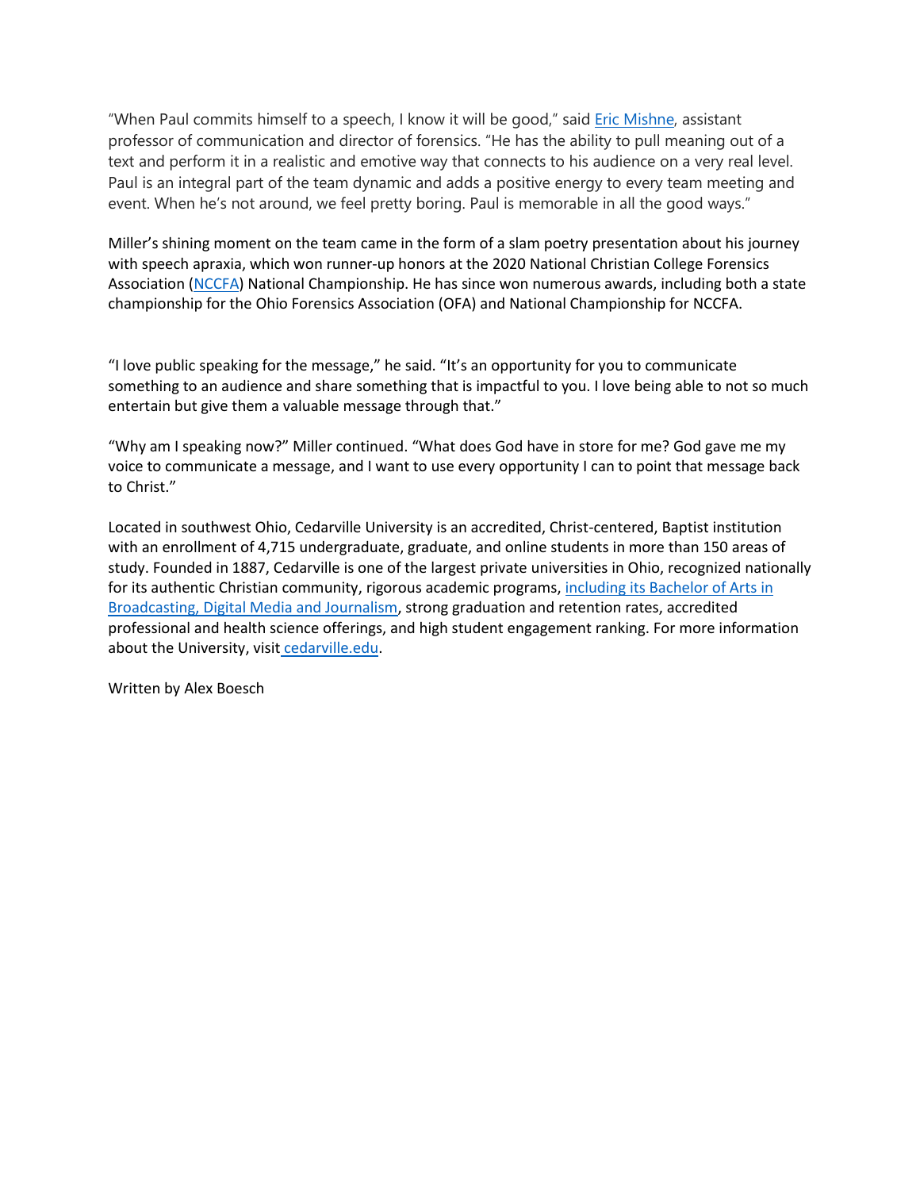"When Paul commits himself to a speech, I know it will be good," said [Eric Mishne](), assistant professor of communication and director of forensics. "He has the ability to pull meaning out of a text and perform it in a realistic and emotive way that connects to his audience on a very real level. Paul is an integral part of the team dynamic and adds a positive energy to every team meeting and event. When he's not around, we feel pretty boring. Paul is memorable in all the good ways."

Miller's shining moment on the team came in the form of a slam poetry presentation about his journey with speech apraxia, which won runner-up honors at the 2020 National Christian College Forensics Association ([NCCFA]()) National Championship. He has since won numerous awards, including both a state championship for the Ohio Forensics Association (OFA) and National Championship for NCCFA.

"I love public speaking for the message," he said. "It's an opportunity for you to communicate something to an audience and share something that is impactful to you. I love being able to not so much entertain but give them a valuable message through that."

"Why am I speaking now?" Miller continued. "What does God have in store for me? God gave me my voice to communicate a message, and I want to use every opportunity I can to point that message back to Christ."

Located in southwest Ohio, Cedarville University is an accredited, Christ-centered, Baptist institution with an enrollment of 4,715 undergraduate, graduate, and online students in more than 150 areas of study. Founded in 1887, Cedarville is one of the largest private universities in Ohio, recognized nationally for its authentic Christian community, rigorous academic programs, [including its Bachelor of Arts in Broadcasting, Digital Media and Journalism](), strong graduation and retention rates, accredited professional and health science offerings, and high student engagement ranking. For more information about the University, visit [cedarville.edu]().

Written by Alex Boesch